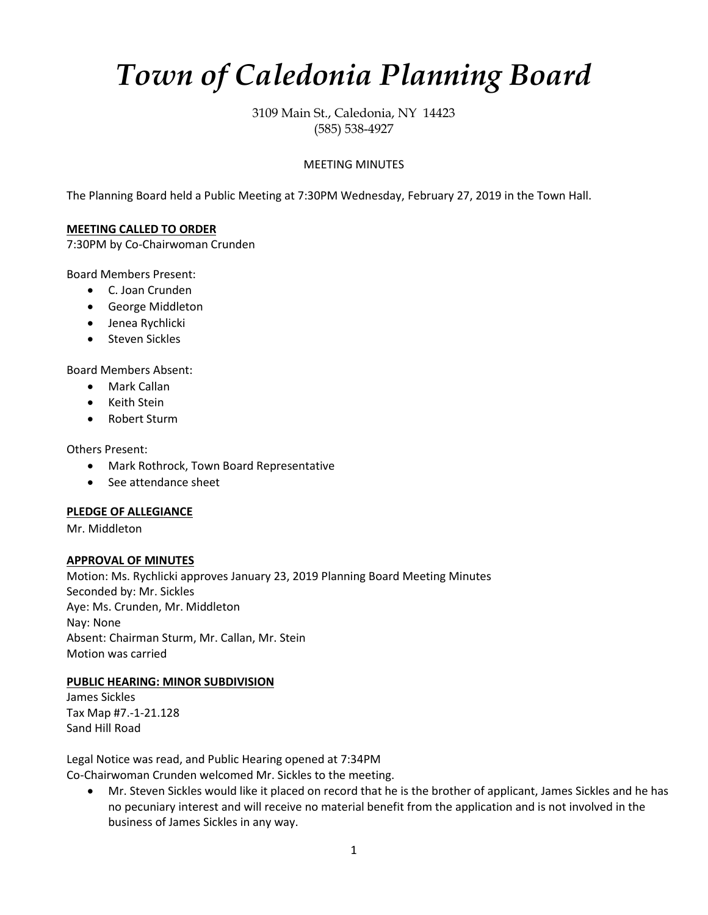# *Town of Caledonia Planning Board*

3109 Main St., Caledonia, NY 14423
(585) 538-4927

MEETING MINUTES

The Planning Board held a Public Meeting at 7:30PM Wednesday, February 27, 2019 in the Town Hall.

**MEETING CALLED TO ORDER**
7:30PM by Co-Chairwoman Crunden

Board Members Present:

- C. Joan Crunden
- George Middleton
- Jenea Rychlicki
- Steven Sickles

Board Members Absent:

- Mark Callan
- Keith Stein
- Robert Sturm

Others Present:

- Mark Rothrock, Town Board Representative
- See attendance sheet

**PLEDGE OF ALLEGIANCE**
Mr. Middleton

**APPROVAL OF MINUTES**
Motion: Ms. Rychlicki approves January 23, 2019 Planning Board Meeting Minutes
Seconded by: Mr. Sickles
Aye: Ms. Crunden, Mr. Middleton
Nay: None
Absent: Chairman Sturm, Mr. Callan, Mr. Stein
Motion was carried

**PUBLIC HEARING: MINOR SUBDIVISION**
James Sickles
Tax Map #7.-1-21.128
Sand Hill Road

Legal Notice was read, and Public Hearing opened at 7:34PM
Co-Chairwoman Crunden welcomed Mr. Sickles to the meeting.

- Mr. Steven Sickles would like it placed on record that he is the brother of applicant, James Sickles and he has no pecuniary interest and will receive no material benefit from the application and is not involved in the business of James Sickles in any way.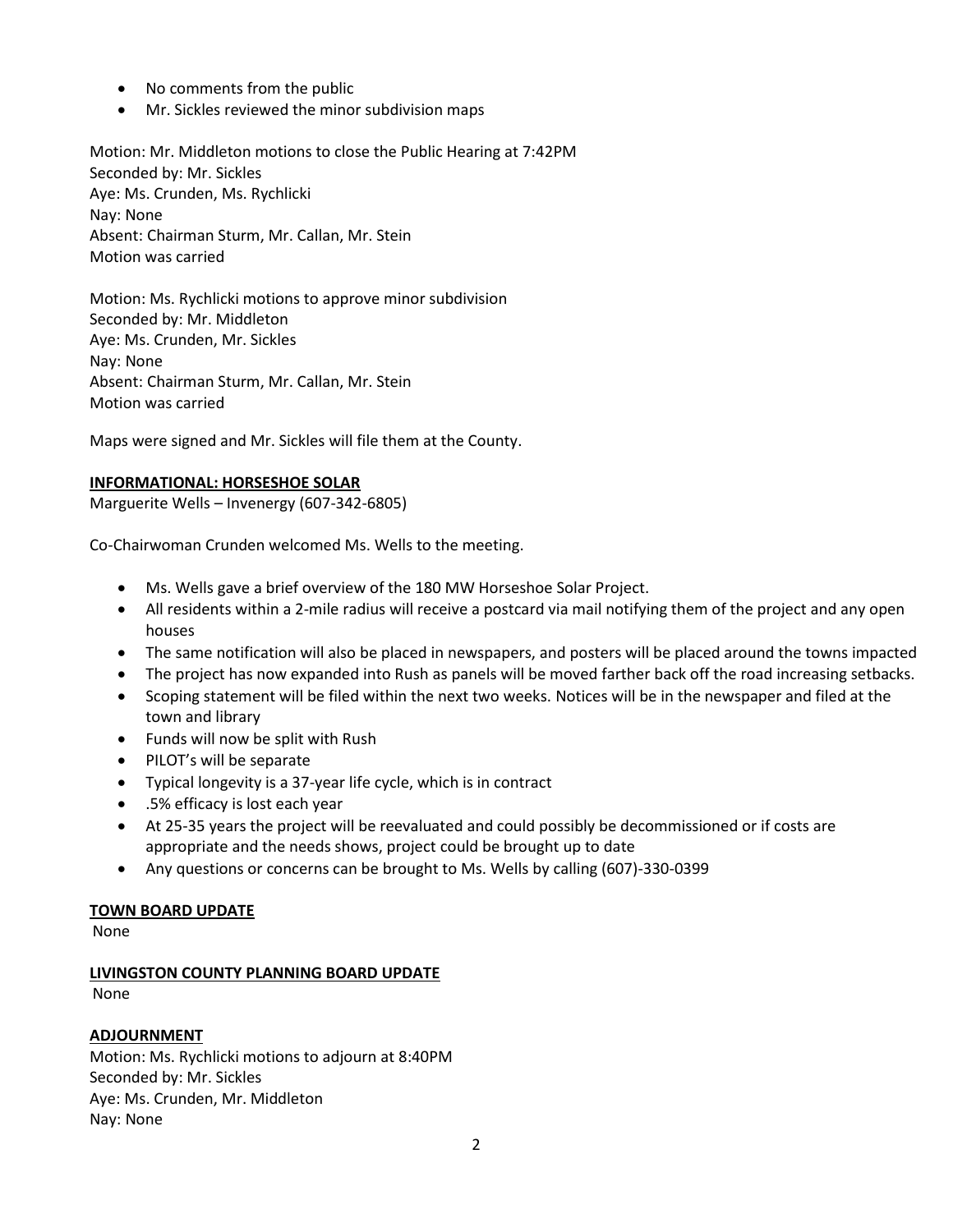- No comments from the public
- Mr. Sickles reviewed the minor subdivision maps

Motion: Mr. Middleton motions to close the Public Hearing at 7:42PM
Seconded by: Mr. Sickles
Aye: Ms. Crunden, Ms. Rychlicki
Nay: None
Absent: Chairman Sturm, Mr. Callan, Mr. Stein
Motion was carried

Motion: Ms. Rychlicki motions to approve minor subdivision
Seconded by: Mr. Middleton
Aye: Ms. Crunden, Mr. Sickles
Nay: None
Absent: Chairman Sturm, Mr. Callan, Mr. Stein
Motion was carried

Maps were signed and Mr. Sickles will file them at the County.

**INFORMATIONAL: HORSESHOE SOLAR**

Marguerite Wells – Invenergy (607-342-6805)

Co-Chairwoman Crunden welcomed Ms. Wells to the meeting.

- Ms. Wells gave a brief overview of the 180 MW Horseshoe Solar Project.
- All residents within a 2-mile radius will receive a postcard via mail notifying them of the project and any open houses
- The same notification will also be placed in newspapers, and posters will be placed around the towns impacted
- The project has now expanded into Rush as panels will be moved farther back off the road increasing setbacks.
- Scoping statement will be filed within the next two weeks. Notices will be in the newspaper and filed at the town and library
- Funds will now be split with Rush
- PILOT's will be separate
- Typical longevity is a 37-year life cycle, which is in contract
- .5% efficacy is lost each year
- At 25-35 years the project will be reevaluated and could possibly be decommissioned or if costs are appropriate and the needs shows, project could be brought up to date
- Any questions or concerns can be brought to Ms. Wells by calling (607)-330-0399

**TOWN BOARD UPDATE**

None

**LIVINGSTON COUNTY PLANNING BOARD UPDATE**

None

**ADJOURNMENT**

Motion: Ms. Rychlicki motions to adjourn at 8:40PM
Seconded by: Mr. Sickles
Aye: Ms. Crunden, Mr. Middleton
Nay: None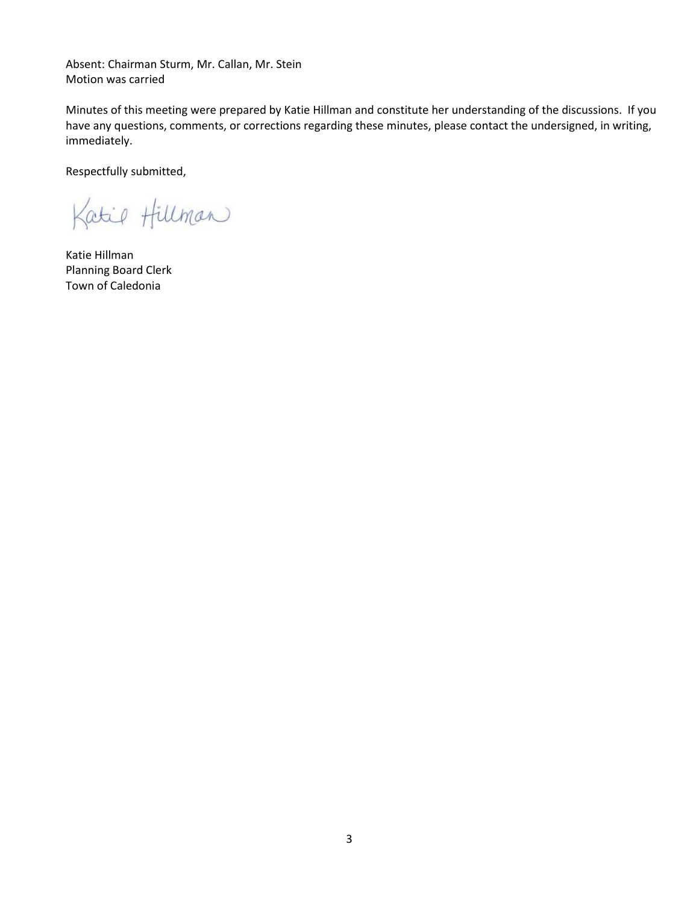Absent: Chairman Sturm, Mr. Callan, Mr. Stein
Motion was carried

Minutes of this meeting were prepared by Katie Hillman and constitute her understanding of the discussions. If you have any questions, comments, or corrections regarding these minutes, please contact the undersigned, in writing, immediately.

Respectfully submitted,

Katie Hillman

Katie Hillman
Planning Board Clerk
Town of Caledonia